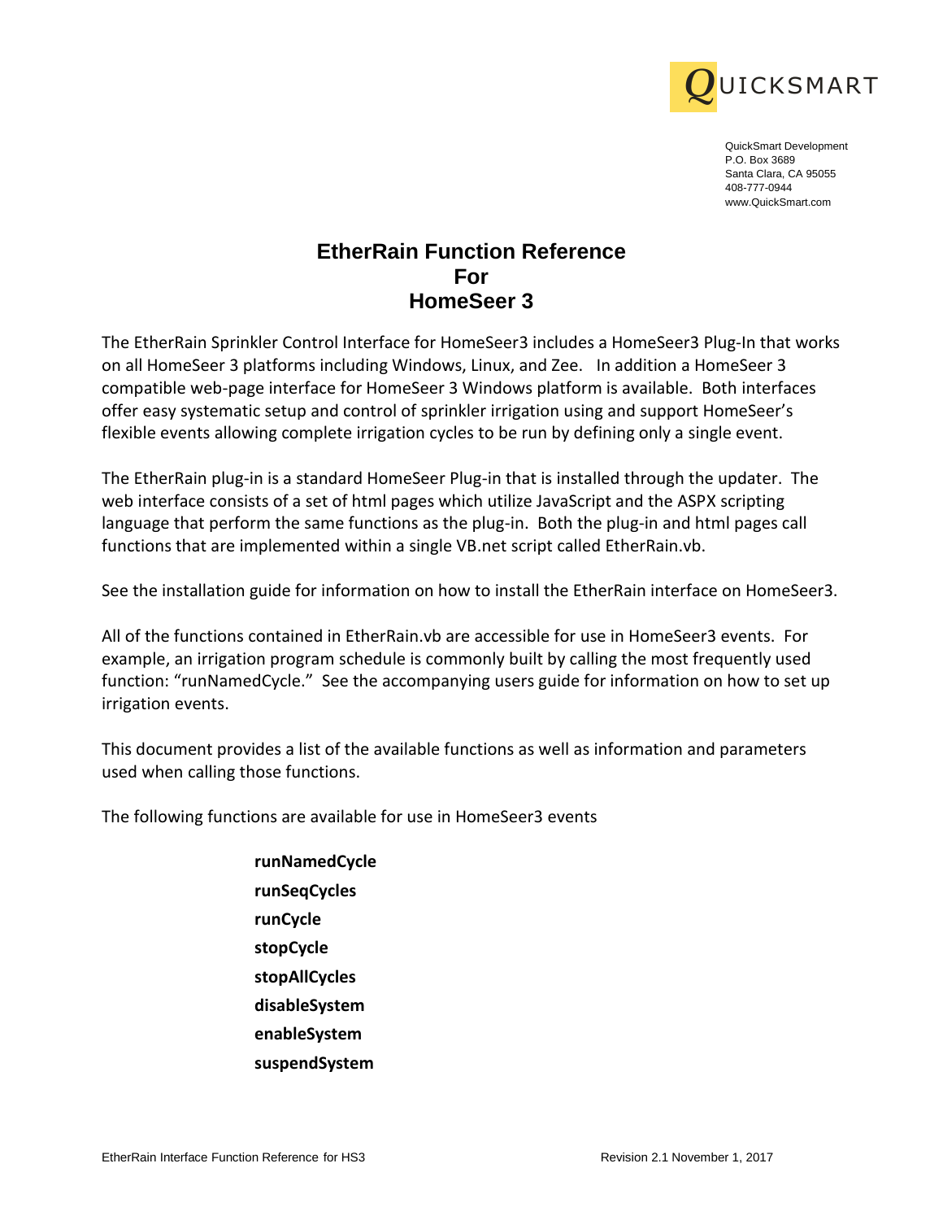QUICKSMART

QuickSmart Development
P.O. Box 3689
Santa Clara, CA 95055
408-777-0944
www.QuickSmart.com

# EtherRain Function Reference For HomeSeer 3

The EtherRain Sprinkler Control Interface for HomeSeer3 includes a HomeSeer3 Plug-In that works on all HomeSeer 3 platforms including Windows, Linux, and Zee. In addition a HomeSeer 3 compatible web-page interface for HomeSeer 3 Windows platform is available. Both interfaces offer easy systematic setup and control of sprinkler irrigation using and support HomeSeer's flexible events allowing complete irrigation cycles to be run by defining only a single event.

The EtherRain plug-in is a standard HomeSeer Plug-in that is installed through the updater. The web interface consists of a set of html pages which utilize JavaScript and the ASPX scripting language that perform the same functions as the plug-in. Both the plug-in and html pages call functions that are implemented within a single VB.net script called EtherRain.vb.

See the installation guide for information on how to install the EtherRain interface on HomeSeer3.

All of the functions contained in EtherRain.vb are accessible for use in HomeSeer3 events. For example, an irrigation program schedule is commonly built by calling the most frequently used function: "runNamedCycle." See the accompanying users guide for information on how to set up irrigation events.

This document provides a list of the available functions as well as information and parameters used when calling those functions.

The following functions are available for use in HomeSeer3 events

- **runNamedCycle**
- **runSeqCycles**
- **runCycle**
- **stopCycle**
- **stopAllCycles**
- **disableSystem**
- **enableSystem**
- **suspendSystem**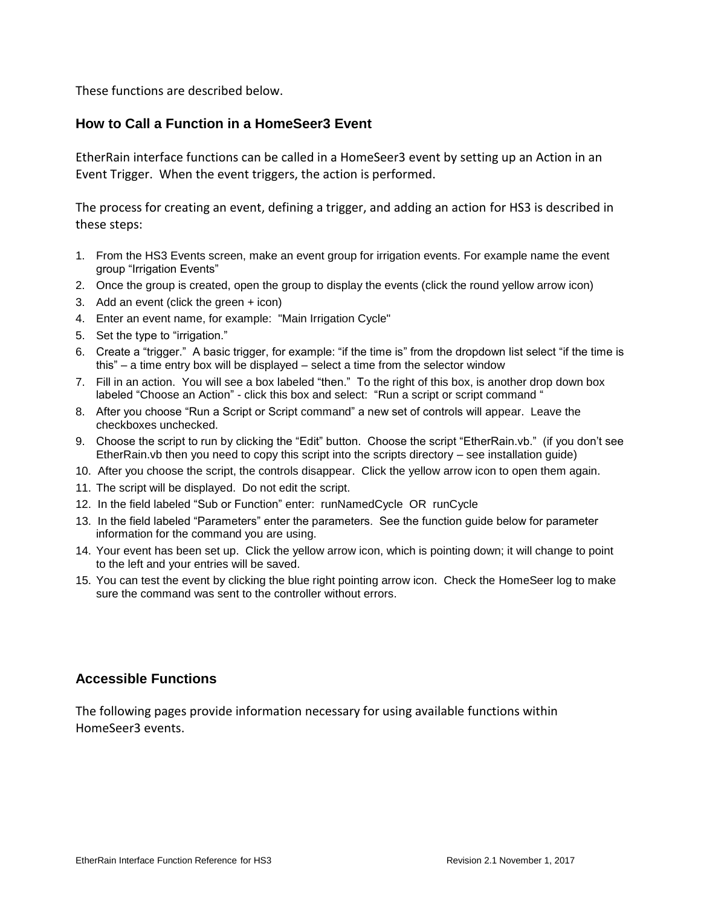These functions are described below.

## How to Call a Function in a HomeSeer3 Event

EtherRain interface functions can be called in a HomeSeer3 event by setting up an Action in an Event Trigger. When the event triggers, the action is performed.

The process for creating an event, defining a trigger, and adding an action for HS3 is described in these steps:

1. From the HS3 Events screen, make an event group for irrigation events. For example name the event group "Irrigation Events"
2. Once the group is created, open the group to display the events (click the round yellow arrow icon)
3. Add an event (click the green + icon)
4. Enter an event name, for example: "Main Irrigation Cycle"
5. Set the type to "irrigation."
6. Create a "trigger." A basic trigger, for example: "if the time is" from the dropdown list select "if the time is this" – a time entry box will be displayed – select a time from the selector window
7. Fill in an action. You will see a box labeled "then." To the right of this box, is another drop down box labeled "Choose an Action" - click this box and select: "Run a script or script command "
8. After you choose "Run a Script or Script command" a new set of controls will appear. Leave the checkboxes unchecked.
9. Choose the script to run by clicking the "Edit" button. Choose the script "EtherRain.vb." (if you don't see EtherRain.vb then you need to copy this script into the scripts directory – see installation guide)
10. After you choose the script, the controls disappear. Click the yellow arrow icon to open them again.
11. The script will be displayed. Do not edit the script.
12. In the field labeled "Sub or Function" enter: runNamedCycle OR runCycle
13. In the field labeled "Parameters" enter the parameters. See the function guide below for parameter information for the command you are using.
14. Your event has been set up. Click the yellow arrow icon, which is pointing down; it will change to point to the left and your entries will be saved.
15. You can test the event by clicking the blue right pointing arrow icon. Check the HomeSeer log to make sure the command was sent to the controller without errors.

## Accessible Functions

The following pages provide information necessary for using available functions within HomeSeer3 events.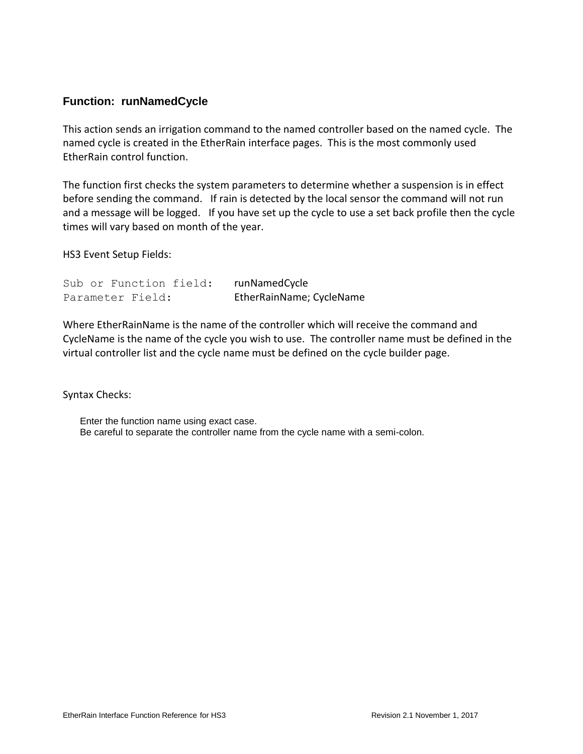### Function: runNamedCycle

This action sends an irrigation command to the named controller based on the named cycle. The named cycle is created in the EtherRain interface pages. This is the most commonly used EtherRain control function.

The function first checks the system parameters to determine whether a suspension is in effect before sending the command. If rain is detected by the local sensor the command will not run and a message will be logged. If you have set up the cycle to use a set back profile then the cycle times will vary based on month of the year.

HS3 Event Setup Fields:

```
Sub or Function field:    runNamedCycle
Parameter Field:          EtherRainName; CycleName
```

Where EtherRainName is the name of the controller which will receive the command and CycleName is the name of the cycle you wish to use. The controller name must be defined in the virtual controller list and the cycle name must be defined on the cycle builder page.

Syntax Checks:

Enter the function name using exact case.
Be careful to separate the controller name from the cycle name with a semi-colon.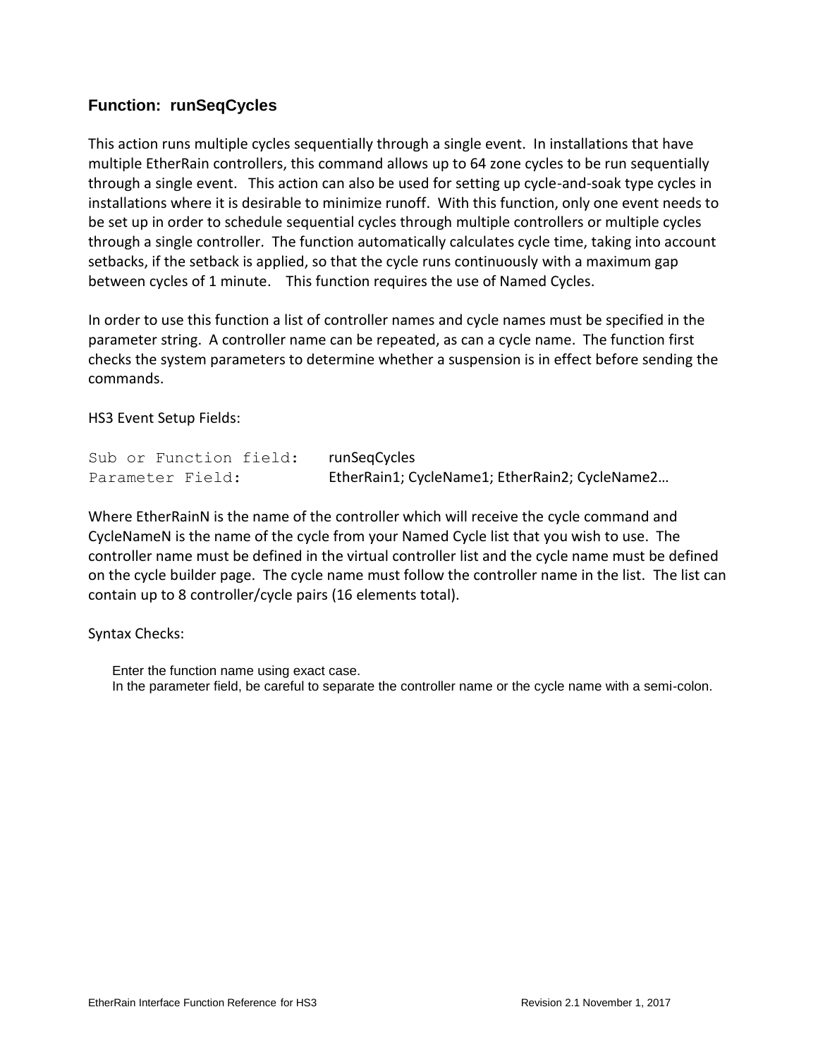### Function: runSeqCycles

This action runs multiple cycles sequentially through a single event. In installations that have multiple EtherRain controllers, this command allows up to 64 zone cycles to be run sequentially through a single event. This action can also be used for setting up cycle-and-soak type cycles in installations where it is desirable to minimize runoff. With this function, only one event needs to be set up in order to schedule sequential cycles through multiple controllers or multiple cycles through a single controller. The function automatically calculates cycle time, taking into account setbacks, if the setback is applied, so that the cycle runs continuously with a maximum gap between cycles of 1 minute. This function requires the use of Named Cycles.

In order to use this function a list of controller names and cycle names must be specified in the parameter string. A controller name can be repeated, as can a cycle name. The function first checks the system parameters to determine whether a suspension is in effect before sending the commands.

HS3 Event Setup Fields:

| | |
|---|---|
| Sub or Function field: | runSeqCycles |
| Parameter Field: | EtherRain1; CycleName1; EtherRain2; CycleName2… |

Where EtherRainN is the name of the controller which will receive the cycle command and CycleNameN is the name of the cycle from your Named Cycle list that you wish to use. The controller name must be defined in the virtual controller list and the cycle name must be defined on the cycle builder page. The cycle name must follow the controller name in the list. The list can contain up to 8 controller/cycle pairs (16 elements total).

Syntax Checks:

Enter the function name using exact case.
In the parameter field, be careful to separate the controller name or the cycle name with a semi-colon.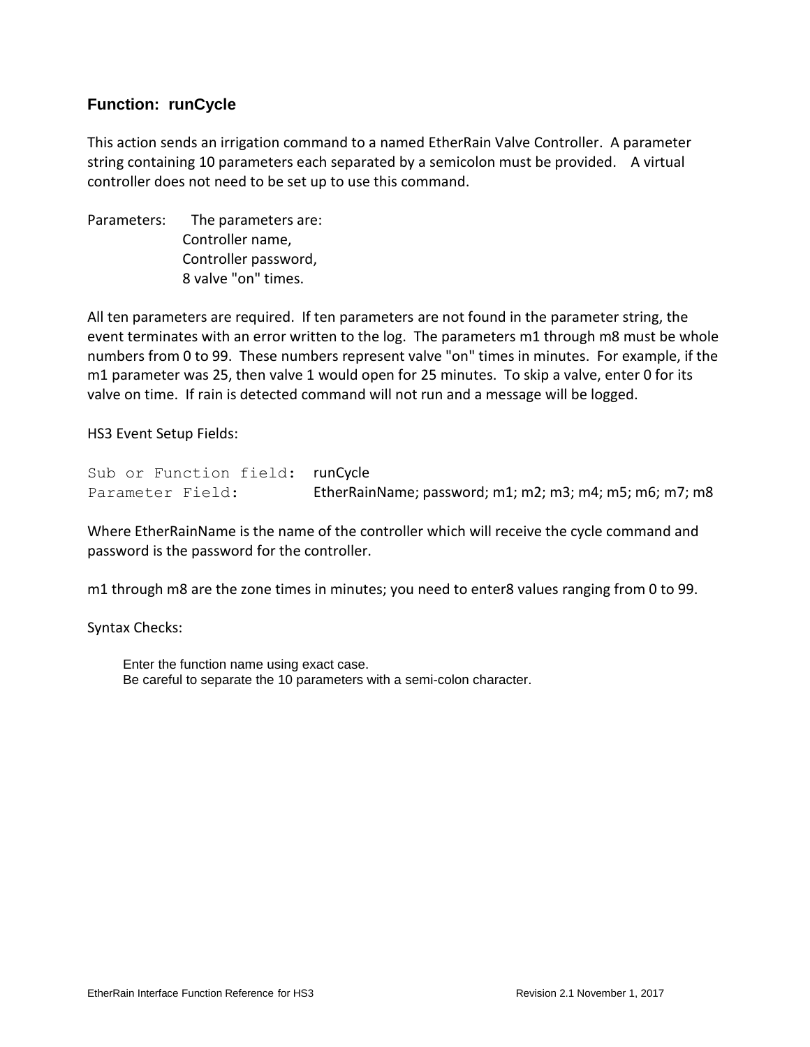## Function: runCycle

This action sends an irrigation command to a named EtherRain Valve Controller. A parameter string containing 10 parameters each separated by a semicolon must be provided. A virtual controller does not need to be set up to use this command.

Parameters: The parameters are:
Controller name,
Controller password,
8 valve "on" times.

All ten parameters are required. If ten parameters are not found in the parameter string, the event terminates with an error written to the log. The parameters m1 through m8 must be whole numbers from 0 to 99. These numbers represent valve "on" times in minutes. For example, if the m1 parameter was 25, then valve 1 would open for 25 minutes. To skip a valve, enter 0 for its valve on time. If rain is detected command will not run and a message will be logged.

HS3 Event Setup Fields:

`Sub or Function field:` runCycle
`Parameter Field:` EtherRainName; password; m1; m2; m3; m4; m5; m6; m7; m8

Where EtherRainName is the name of the controller which will receive the cycle command and password is the password for the controller.

m1 through m8 are the zone times in minutes; you need to enter8 values ranging from 0 to 99.

Syntax Checks:

Enter the function name using exact case.
Be careful to separate the 10 parameters with a semi-colon character.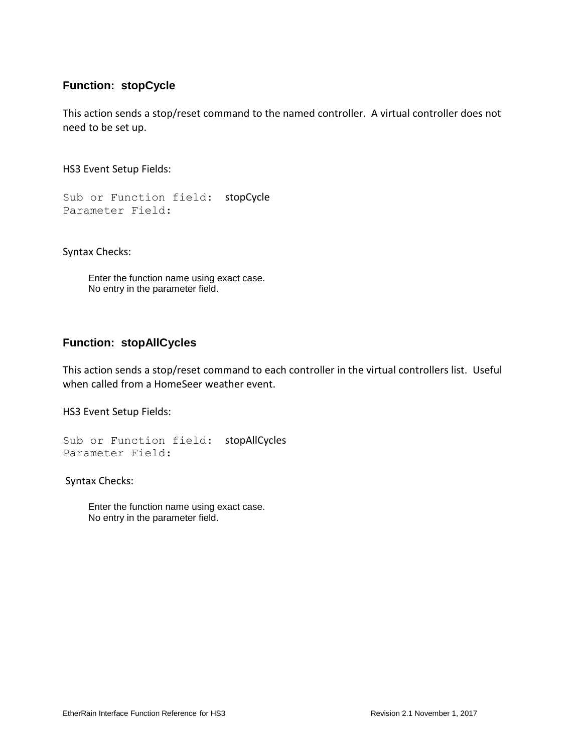### Function: stopCycle

This action sends a stop/reset command to the named controller. A virtual controller does not need to be set up.

HS3 Event Setup Fields:

```
Sub or Function field:  stopCycle
Parameter Field:
```

Syntax Checks:

Enter the function name using exact case.
No entry in the parameter field.

### Function: stopAllCycles

This action sends a stop/reset command to each controller in the virtual controllers list. Useful when called from a HomeSeer weather event.

HS3 Event Setup Fields:

```
Sub or Function field:  stopAllCycles
Parameter Field:
```

Syntax Checks:

Enter the function name using exact case.
No entry in the parameter field.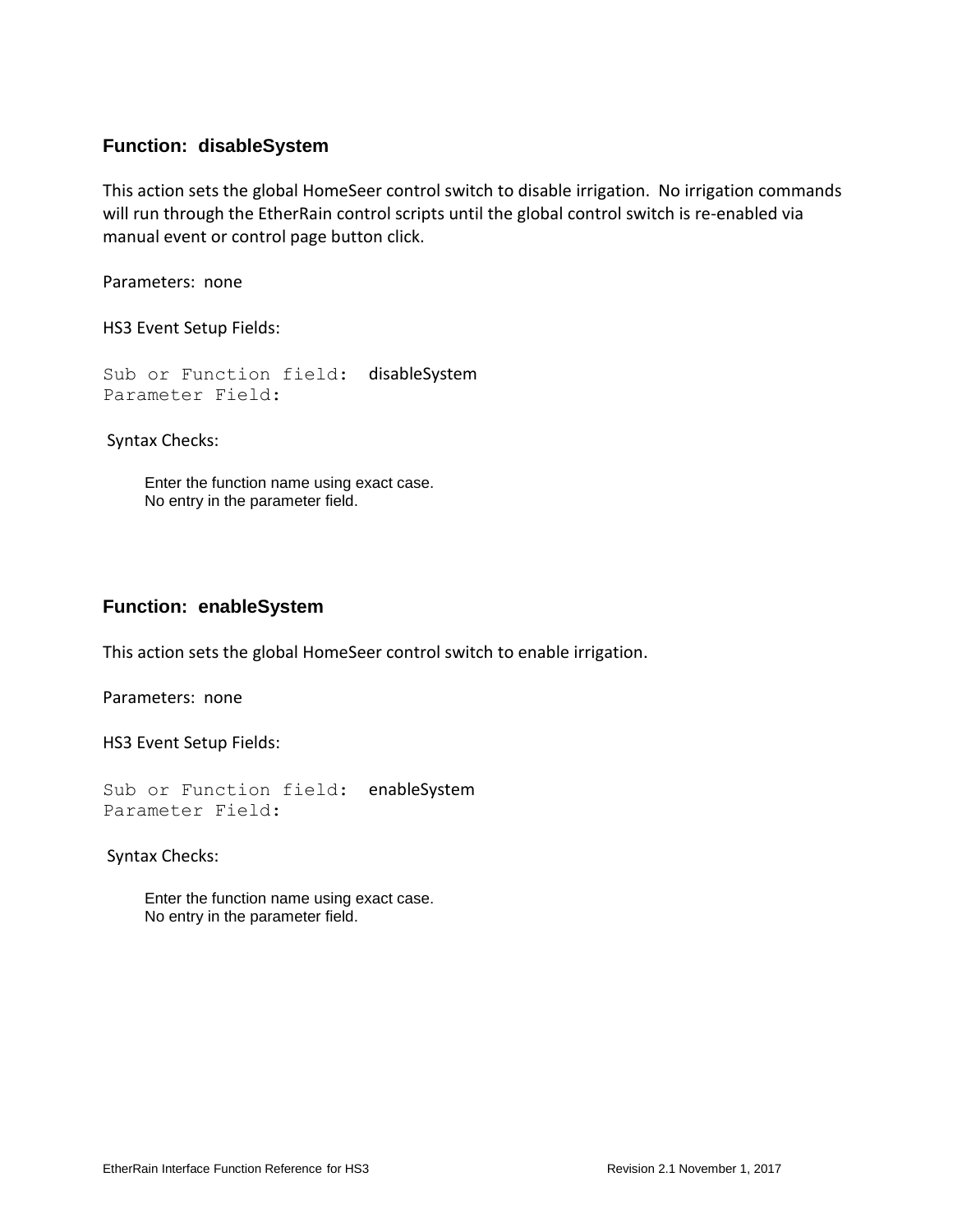### Function: disableSystem

This action sets the global HomeSeer control switch to disable irrigation. No irrigation commands will run through the EtherRain control scripts until the global control switch is re-enabled via manual event or control page button click.

Parameters: none

HS3 Event Setup Fields:

```
Sub or Function field:  disableSystem
Parameter Field:
```

Syntax Checks:

Enter the function name using exact case.
No entry in the parameter field.

### Function: enableSystem

This action sets the global HomeSeer control switch to enable irrigation.

Parameters: none

HS3 Event Setup Fields:

```
Sub or Function field:  enableSystem
Parameter Field:
```

Syntax Checks:

Enter the function name using exact case.
No entry in the parameter field.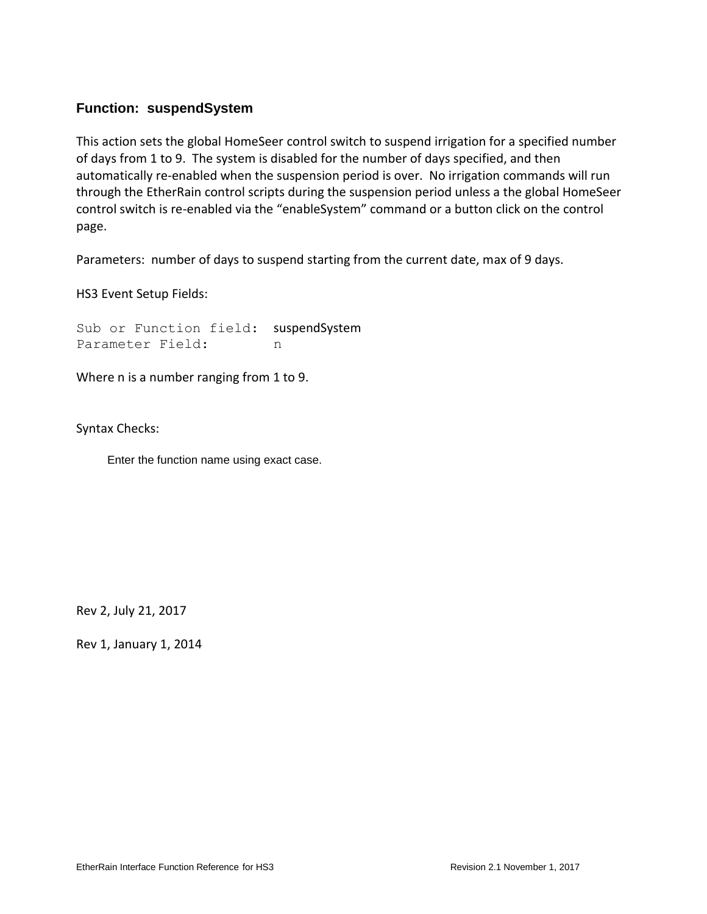### Function: suspendSystem

This action sets the global HomeSeer control switch to suspend irrigation for a specified number of days from 1 to 9. The system is disabled for the number of days specified, and then automatically re-enabled when the suspension period is over. No irrigation commands will run through the EtherRain control scripts during the suspension period unless a the global HomeSeer control switch is re-enabled via the “enableSystem” command or a button click on the control page.

Parameters: number of days to suspend starting from the current date, max of 9 days.

HS3 Event Setup Fields:

```
Sub or Function field:  suspendSystem
Parameter Field:        n
```

Where n is a number ranging from 1 to 9.

Syntax Checks:

Enter the function name using exact case.

Rev 2, July 21, 2017

Rev 1, January 1, 2014